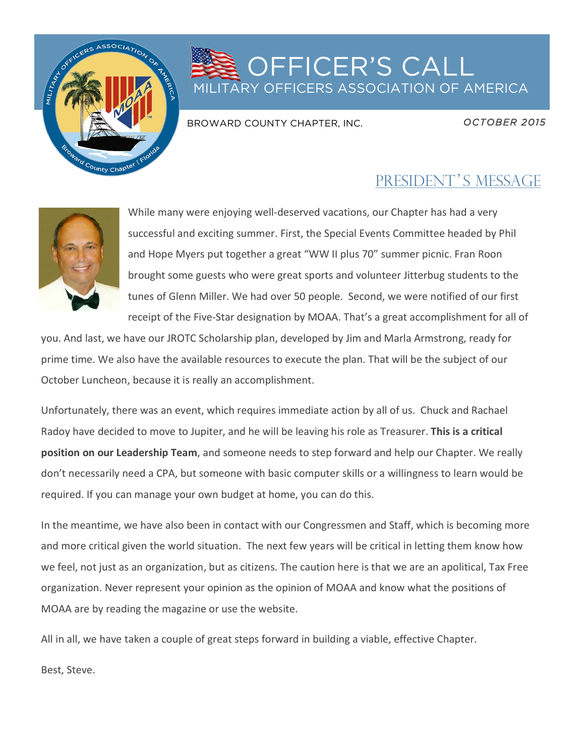# OFFICER'S CALL

## MILITARY OFFICERS ASSOCIATION OF AMERICA

BROWARD COUNTY CHAPTER, INC.

*OCTOBER 2015*

## PRESIDENT'S MESSAGE

While many were enjoying well-deserved vacations, our Chapter has had a very successful and exciting summer. First, the Special Events Committee headed by Phil and Hope Myers put together a great "WW II plus 70" summer picnic. Fran Roon brought some guests who were great sports and volunteer Jitterbug students to the tunes of Glenn Miller. We had over 50 people. Second, we were notified of our first receipt of the Five-Star designation by MOAA. That's a great accomplishment for all of you. And last, we have our JROTC Scholarship plan, developed by Jim and Marla Armstrong, ready for prime time. We also have the available resources to execute the plan. That will be the subject of our October Luncheon, because it is really an accomplishment.

Unfortunately, there was an event, which requires immediate action by all of us. Chuck and Rachael Radoy have decided to move to Jupiter, and he will be leaving his role as Treasurer. **This is a critical position on our Leadership Team**, and someone needs to step forward and help our Chapter. We really don't necessarily need a CPA, but someone with basic computer skills or a willingness to learn would be required. If you can manage your own budget at home, you can do this.

In the meantime, we have also been in contact with our Congressmen and Staff, which is becoming more and more critical given the world situation. The next few years will be critical in letting them know how we feel, not just as an organization, but as citizens. The caution here is that we are an apolitical, Tax Free organization. Never represent your opinion as the opinion of MOAA and know what the positions of MOAA are by reading the magazine or use the website.

All in all, we have taken a couple of great steps forward in building a viable, effective Chapter.

Best, Steve.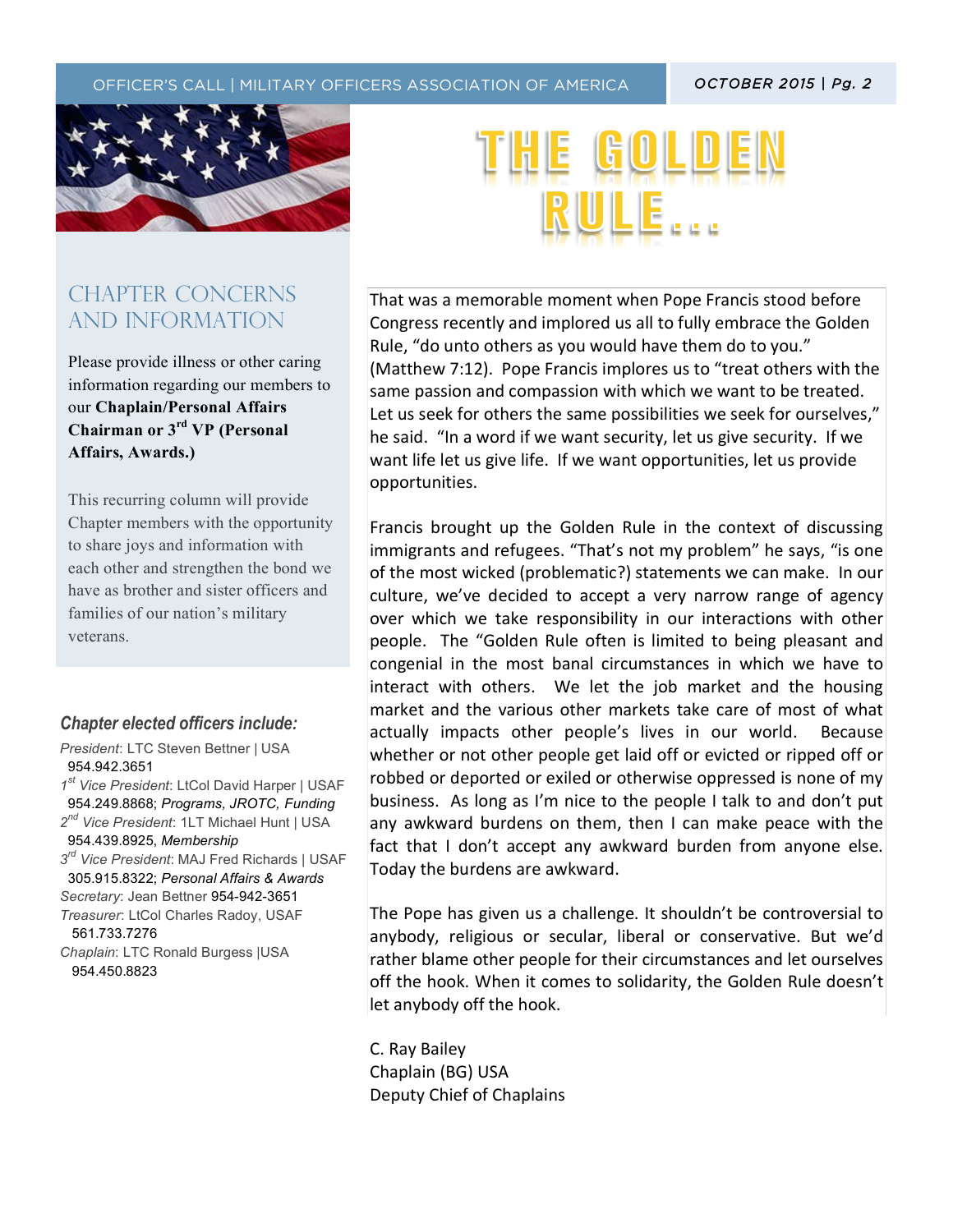## CHAPTER CONCERNS AND INFORMATION

Please provide illness or other caring information regarding our members to our **Chaplain/Personal Affairs Chairman or 3rd VP (Personal Affairs, Awards.)**

This recurring column will provide Chapter members with the opportunity to share joys and information with each other and strengthen the bond we have as brother and sister officers and families of our nation's military veterans.

### *Chapter elected officers include:*

*President*: LTC Steven Bettner | USA
954.942.3651

*1st Vice President*: LtCol David Harper | USAF
954.249.8868; *Programs, JROTC, Funding*

*2nd Vice President*: 1LT Michael Hunt | USA
954.439.8925, *Membership*

*3rd Vice President*: MAJ Fred Richards | USAF
305.915.8322; *Personal Affairs & Awards*

*Secretary*: Jean Bettner 954-942-3651

*Treasurer*: LtCol Charles Radoy, USAF
561.733.7276

*Chaplain*: LTC Ronald Burgess |USA
954.450.8823

# THE GOLDEN RULE...

That was a memorable moment when Pope Francis stood before Congress recently and implored us all to fully embrace the Golden Rule, "do unto others as you would have them do to you." (Matthew 7:12). Pope Francis implores us to "treat others with the same passion and compassion with which we want to be treated. Let us seek for others the same possibilities we seek for ourselves," he said. "In a word if we want security, let us give security. If we want life let us give life. If we want opportunities, let us provide opportunities.

Francis brought up the Golden Rule in the context of discussing immigrants and refugees. "That's not my problem" he says, "is one of the most wicked (problematic?) statements we can make. In our culture, we've decided to accept a very narrow range of agency over which we take responsibility in our interactions with other people. The "Golden Rule often is limited to being pleasant and congenial in the most banal circumstances in which we have to interact with others. We let the job market and the housing market and the various other markets take care of most of what actually impacts other people's lives in our world. Because whether or not other people get laid off or evicted or ripped off or robbed or deported or exiled or otherwise oppressed is none of my business. As long as I'm nice to the people I talk to and don't put any awkward burdens on them, then I can make peace with the fact that I don't accept any awkward burden from anyone else. Today the burdens are awkward.

The Pope has given us a challenge. It shouldn't be controversial to anybody, religious or secular, liberal or conservative. But we'd rather blame other people for their circumstances and let ourselves off the hook. When it comes to solidarity, the Golden Rule doesn't let anybody off the hook.

C. Ray Bailey
Chaplain (BG) USA
Deputy Chief of Chaplains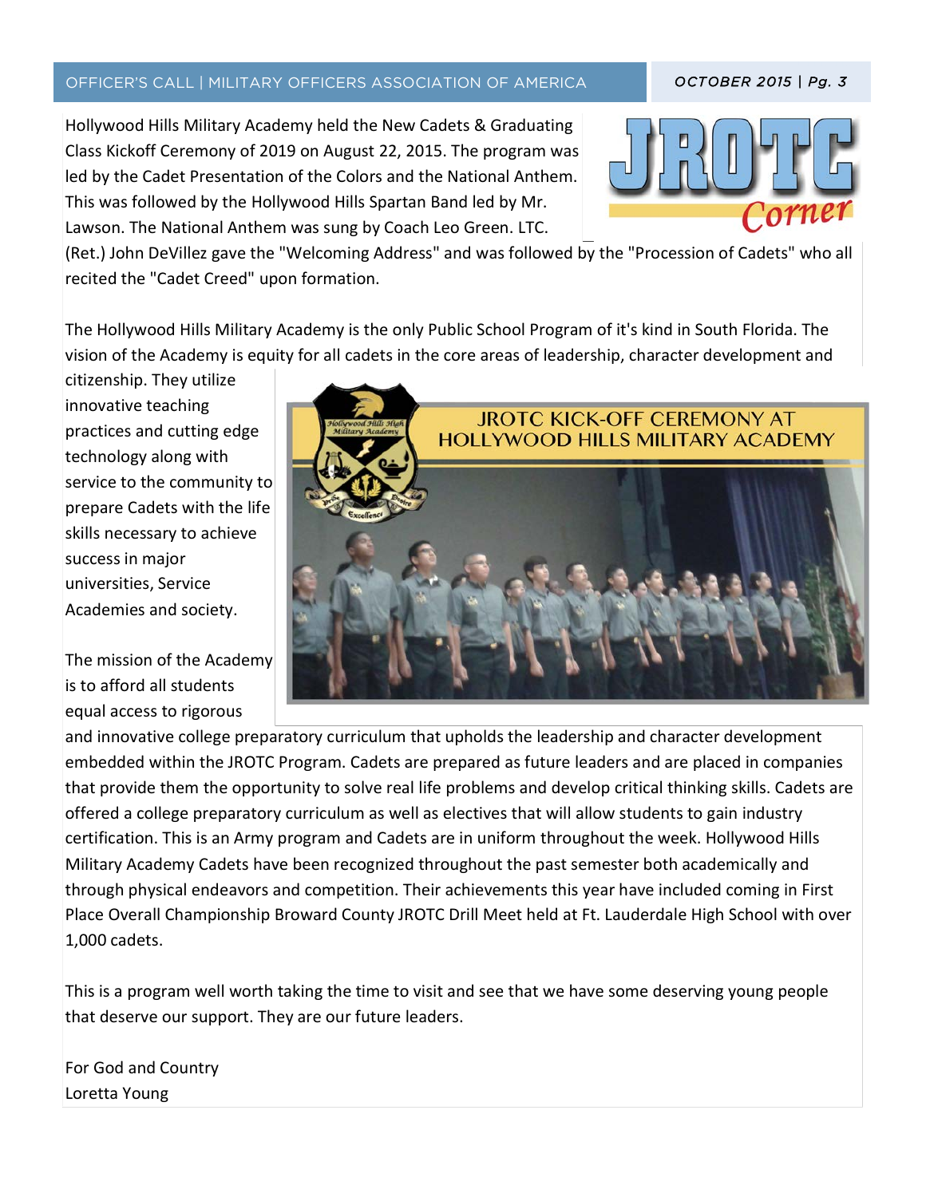# JROTC Corner

Hollywood Hills Military Academy held the New Cadets & Graduating Class Kickoff Ceremony of 2019 on August 22, 2015. The program was led by the Cadet Presentation of the Colors and the National Anthem. This was followed by the Hollywood Hills Spartan Band led by Mr. Lawson. The National Anthem was sung by Coach Leo Green. LTC. (Ret.) John DeVillez gave the "Welcoming Address" and was followed by the "Procession of Cadets" who all recited the "Cadet Creed" upon formation.

The Hollywood Hills Military Academy is the only Public School Program of it's kind in South Florida. The vision of the Academy is equity for all cadets in the core areas of leadership, character development and citizenship. They utilize innovative teaching practices and cutting edge technology along with service to the community to prepare Cadets with the life skills necessary to achieve success in major universities, Service Academies and society.

JROTC KICK-OFF CEREMONY AT HOLLYWOOD HILLS MILITARY ACADEMY

The mission of the Academy is to afford all students equal access to rigorous and innovative college preparatory curriculum that upholds the leadership and character development embedded within the JROTC Program. Cadets are prepared as future leaders and are placed in companies that provide them the opportunity to solve real life problems and develop critical thinking skills. Cadets are offered a college preparatory curriculum as well as electives that will allow students to gain industry certification. This is an Army program and Cadets are in uniform throughout the week. Hollywood Hills Military Academy Cadets have been recognized throughout the past semester both academically and through physical endeavors and competition. Their achievements this year have included coming in First Place Overall Championship Broward County JROTC Drill Meet held at Ft. Lauderdale High School with over 1,000 cadets.

This is a program well worth taking the time to visit and see that we have some deserving young people that deserve our support. They are our future leaders.

For God and Country
Loretta Young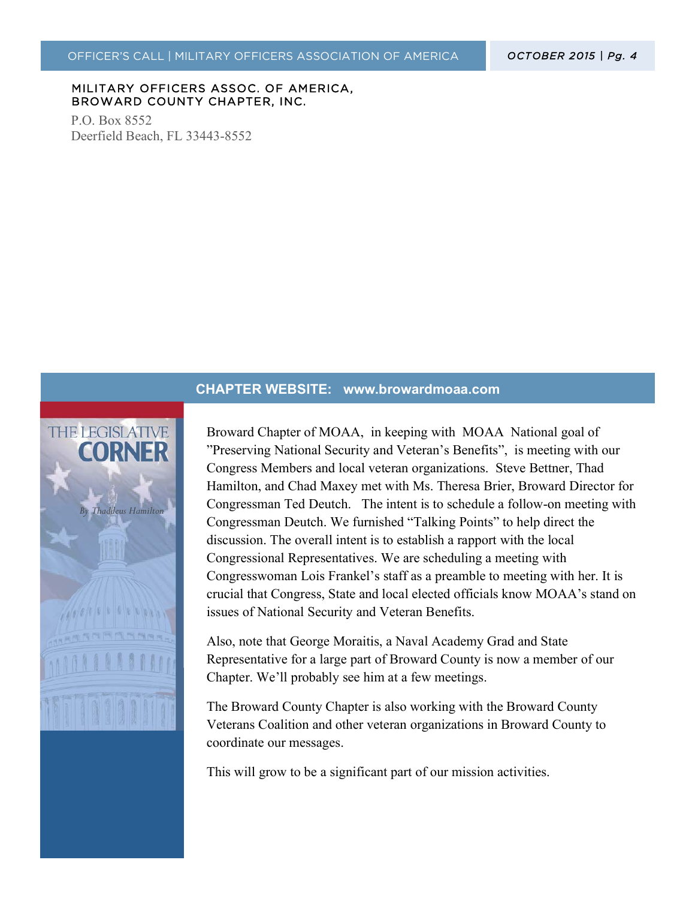MILITARY OFFICERS ASSOC. OF AMERICA,
BROWARD COUNTY CHAPTER, INC.

P.O. Box 8552
Deerfield Beach, FL 33443-8552

**CHAPTER WEBSITE: www.browardmoaa.com**

## THE LEGISLATIVE CORNER

*By Thaddeus Hamilton*

Broward Chapter of MOAA, in keeping with MOAA National goal of "Preserving National Security and Veteran's Benefits", is meeting with our Congress Members and local veteran organizations. Steve Bettner, Thad Hamilton, and Chad Maxey met with Ms. Theresa Brier, Broward Director for Congressman Ted Deutch. The intent is to schedule a follow-on meeting with Congressman Deutch. We furnished "Talking Points" to help direct the discussion. The overall intent is to establish a rapport with the local Congressional Representatives. We are scheduling a meeting with Congresswoman Lois Frankel's staff as a preamble to meeting with her. It is crucial that Congress, State and local elected officials know MOAA's stand on issues of National Security and Veteran Benefits.

Also, note that George Moraitis, a Naval Academy Grad and State Representative for a large part of Broward County is now a member of our Chapter. We'll probably see him at a few meetings.

The Broward County Chapter is also working with the Broward County Veterans Coalition and other veteran organizations in Broward County to coordinate our messages.

This will grow to be a significant part of our mission activities.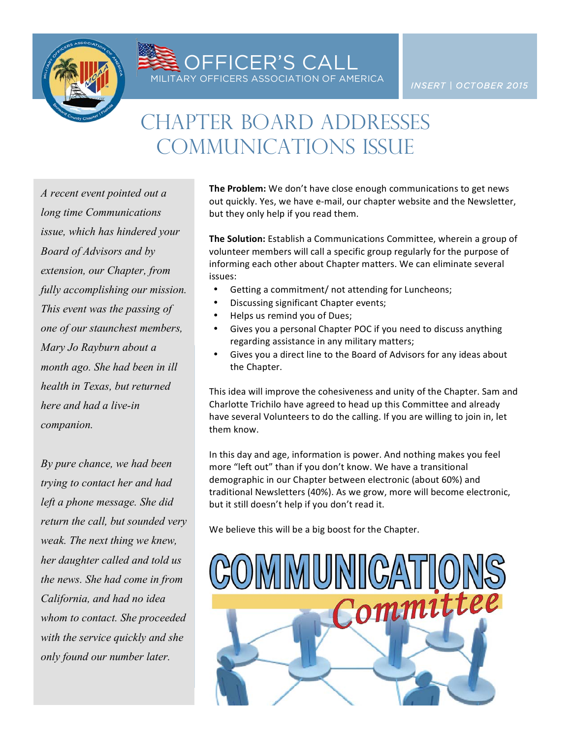OFFICER'S CALL

MILITARY OFFICERS ASSOCIATION OF AMERICA

*INSERT | OCTOBER 2015*

# CHAPTER BOARD ADDRESSES COMMUNICATIONS ISSUE

*A recent event pointed out a long time Communications issue, which has hindered your Board of Advisors and by extension, our Chapter, from fully accomplishing our mission. This event was the passing of one of our staunchest members, Mary Jo Rayburn about a month ago. She had been in ill health in Texas, but returned here and had a live-in companion.*

*By pure chance, we had been trying to contact her and had left a phone message. She did return the call, but sounded very weak. The next thing we knew, her daughter called and told us the news. She had come in from California, and had no idea whom to contact. She proceeded with the service quickly and she only found our number later.*

**The Problem:** We don't have close enough communications to get news out quickly. Yes, we have e-mail, our chapter website and the Newsletter, but they only help if you read them.

**The Solution:** Establish a Communications Committee, wherein a group of volunteer members will call a specific group regularly for the purpose of informing each other about Chapter matters. We can eliminate several issues:

- Getting a commitment/ not attending for Luncheons;
- Discussing significant Chapter events;
- Helps us remind you of Dues;
- Gives you a personal Chapter POC if you need to discuss anything regarding assistance in any military matters;
- Gives you a direct line to the Board of Advisors for any ideas about the Chapter.

This idea will improve the cohesiveness and unity of the Chapter. Sam and Charlotte Trichilo have agreed to head up this Committee and already have several Volunteers to do the calling. If you are willing to join in, let them know.

In this day and age, information is power. And nothing makes you feel more "left out" than if you don't know. We have a transitional demographic in our Chapter between electronic (about 60%) and traditional Newsletters (40%). As we grow, more will become electronic, but it still doesn't help if you don't read it.

We believe this will be a big boost for the Chapter.

COMMUNICATIONS Committee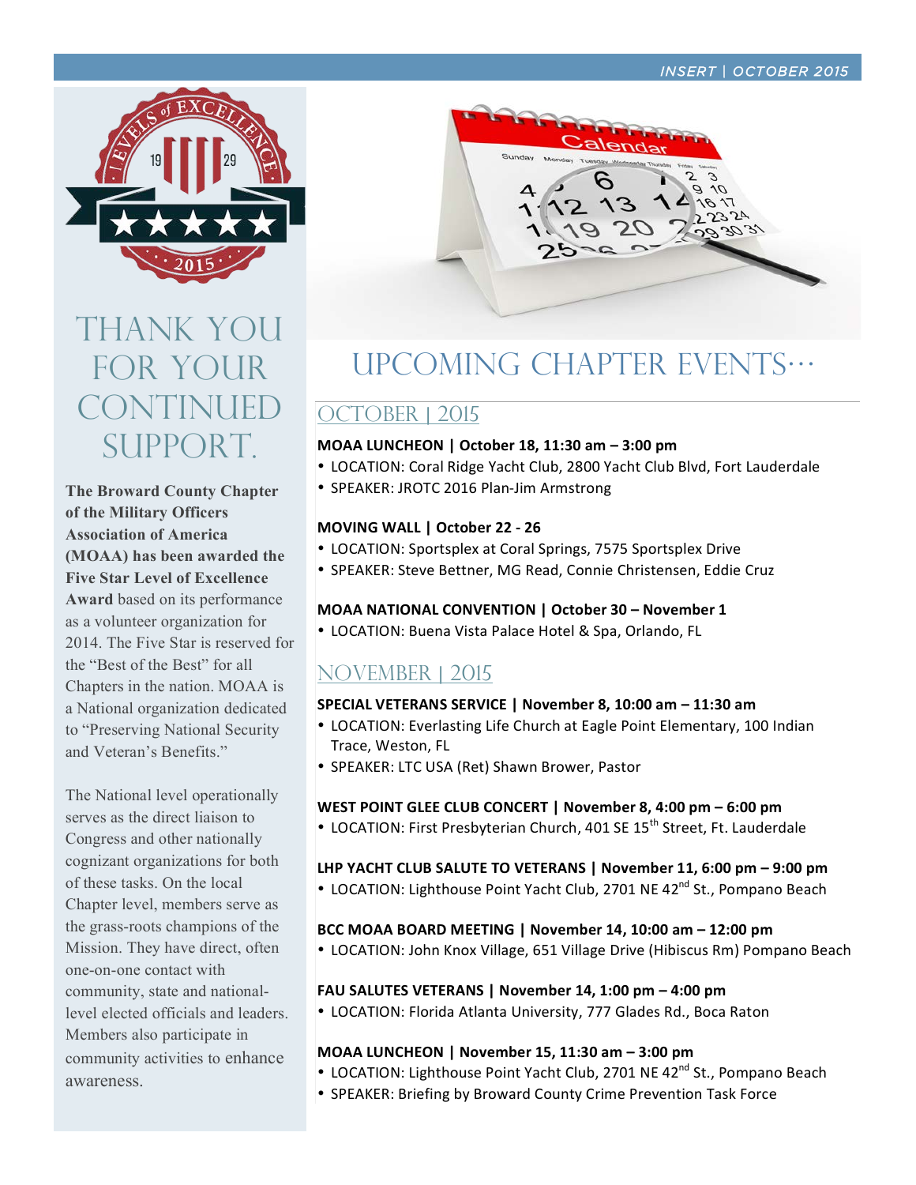# THANK YOU FOR YOUR CONTINUED SUPPORT.

**The Broward County Chapter of the Military Officers Association of America (MOAA) has been awarded the Five Star Level of Excellence Award** based on its performance as a volunteer organization for 2014. The Five Star is reserved for the "Best of the Best" for all Chapters in the nation. MOAA is a National organization dedicated to "Preserving National Security and Veteran's Benefits."

The National level operationally serves as the direct liaison to Congress and other nationally cognizant organizations for both of these tasks. On the local Chapter level, members serve as the grass-roots champions of the Mission. They have direct, often one-on-one contact with community, state and national-level elected officials and leaders. Members also participate in community activities to enhance awareness.

# UPCOMING CHAPTER EVENTS…

## OCTOBER | 2015

**MOAA LUNCHEON | October 18, 11:30 am – 3:00 pm**

- LOCATION: Coral Ridge Yacht Club, 2800 Yacht Club Blvd, Fort Lauderdale
- SPEAKER: JROTC 2016 Plan-Jim Armstrong

**MOVING WALL | October 22 - 26**

- LOCATION: Sportsplex at Coral Springs, 7575 Sportsplex Drive
- SPEAKER: Steve Bettner, MG Read, Connie Christensen, Eddie Cruz

**MOAA NATIONAL CONVENTION | October 30 – November 1**

- LOCATION: Buena Vista Palace Hotel & Spa, Orlando, FL

## NOVEMBER | 2015

**SPECIAL VETERANS SERVICE | November 8, 10:00 am – 11:30 am**

- LOCATION: Everlasting Life Church at Eagle Point Elementary, 100 Indian Trace, Weston, FL
- SPEAKER: LTC USA (Ret) Shawn Brower, Pastor

**WEST POINT GLEE CLUB CONCERT | November 8, 4:00 pm – 6:00 pm**

- LOCATION: First Presbyterian Church, 401 SE 15th Street, Ft. Lauderdale

**LHP YACHT CLUB SALUTE TO VETERANS | November 11, 6:00 pm – 9:00 pm**

- LOCATION: Lighthouse Point Yacht Club, 2701 NE 42nd St., Pompano Beach

**BCC MOAA BOARD MEETING | November 14, 10:00 am – 12:00 pm**

- LOCATION: John Knox Village, 651 Village Drive (Hibiscus Rm) Pompano Beach

**FAU SALUTES VETERANS | November 14, 1:00 pm – 4:00 pm**

- LOCATION: Florida Atlanta University, 777 Glades Rd., Boca Raton

**MOAA LUNCHEON | November 15, 11:30 am – 3:00 pm**

- LOCATION: Lighthouse Point Yacht Club, 2701 NE 42nd St., Pompano Beach
- SPEAKER: Briefing by Broward County Crime Prevention Task Force